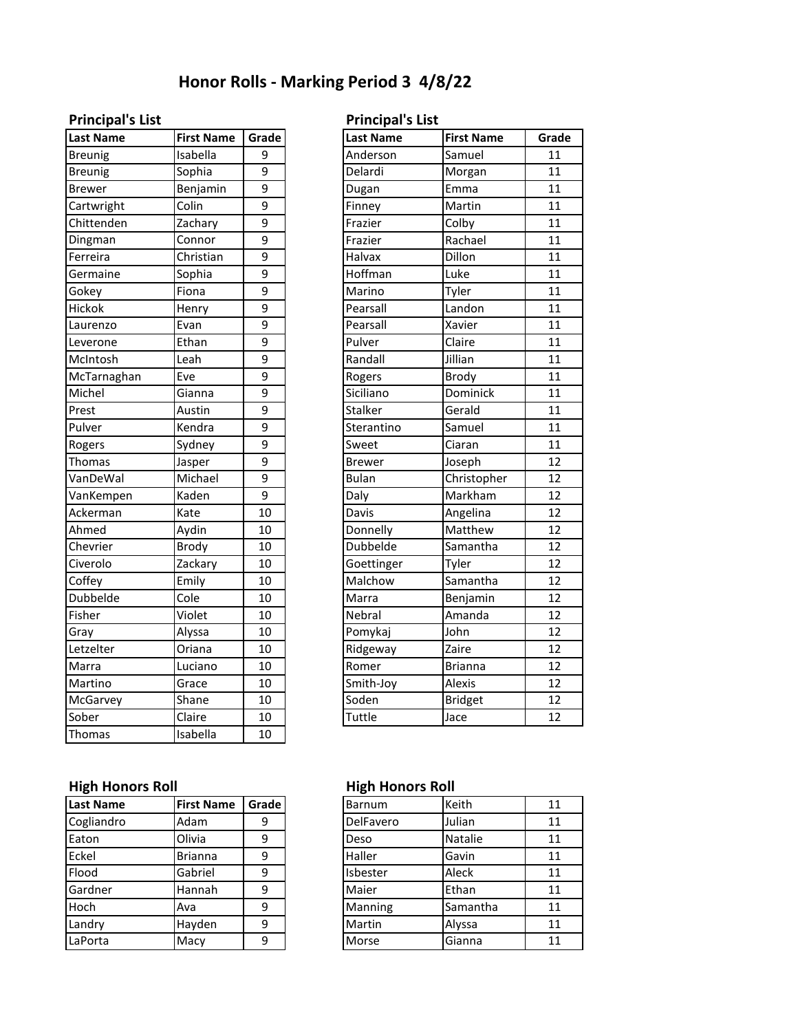# Honor Rolls - Marking Period 3 4/8/22

## Principal's List

| Last Name | First Name | Grade |
|---|---|---|
| Breunig | Isabella | 9 |
| Breunig | Sophia | 9 |
| Brewer | Benjamin | 9 |
| Cartwright | Colin | 9 |
| Chittenden | Zachary | 9 |
| Dingman | Connor | 9 |
| Ferreira | Christian | 9 |
| Germaine | Sophia | 9 |
| Gokey | Fiona | 9 |
| Hickok | Henry | 9 |
| Laurenzo | Evan | 9 |
| Leverone | Ethan | 9 |
| McIntosh | Leah | 9 |
| McTarnaghan | Eve | 9 |
| Michel | Gianna | 9 |
| Prest | Austin | 9 |
| Pulver | Kendra | 9 |
| Rogers | Sydney | 9 |
| Thomas | Jasper | 9 |
| VanDeWal | Michael | 9 |
| VanKempen | Kaden | 9 |
| Ackerman | Kate | 10 |
| Ahmed | Aydin | 10 |
| Chevrier | Brody | 10 |
| Civerolo | Zackary | 10 |
| Coffey | Emily | 10 |
| Dubbelde | Cole | 10 |
| Fisher | Violet | 10 |
| Gray | Alyssa | 10 |
| Letzelter | Oriana | 10 |
| Marra | Luciano | 10 |
| Martino | Grace | 10 |
| McGarvey | Shane | 10 |
| Sober | Claire | 10 |
| Thomas | Isabella | 10 |

## Principal's List

| Last Name | First Name | Grade |
|---|---|---|
| Anderson | Samuel | 11 |
| Delardi | Morgan | 11 |
| Dugan | Emma | 11 |
| Finney | Martin | 11 |
| Frazier | Colby | 11 |
| Frazier | Rachael | 11 |
| Halvax | Dillon | 11 |
| Hoffman | Luke | 11 |
| Marino | Tyler | 11 |
| Pearsall | Landon | 11 |
| Pearsall | Xavier | 11 |
| Pulver | Claire | 11 |
| Randall | Jillian | 11 |
| Rogers | Brody | 11 |
| Siciliano | Dominick | 11 |
| Stalker | Gerald | 11 |
| Sterantino | Samuel | 11 |
| Sweet | Ciaran | 11 |
| Brewer | Joseph | 12 |
| Bulan | Christopher | 12 |
| Daly | Markham | 12 |
| Davis | Angelina | 12 |
| Donnelly | Matthew | 12 |
| Dubbelde | Samantha | 12 |
| Goettinger | Tyler | 12 |
| Malchow | Samantha | 12 |
| Marra | Benjamin | 12 |
| Nebral | Amanda | 12 |
| Pomykaj | John | 12 |
| Ridgeway | Zaire | 12 |
| Romer | Brianna | 12 |
| Smith-Joy | Alexis | 12 |
| Soden | Bridget | 12 |
| Tuttle | Jace | 12 |

## High Honors Roll

| Last Name | First Name | Grade |
|---|---|---|
| Cogliandro | Adam | 9 |
| Eaton | Olivia | 9 |
| Eckel | Brianna | 9 |
| Flood | Gabriel | 9 |
| Gardner | Hannah | 9 |
| Hoch | Ava | 9 |
| Landry | Hayden | 9 |
| LaPorta | Macy | 9 |

## High Honors Roll

| Last Name | First Name | Grade |
|---|---|---|
| Barnum | Keith | 11 |
| DelFavero | Julian | 11 |
| Deso | Natalie | 11 |
| Haller | Gavin | 11 |
| Isbester | Aleck | 11 |
| Maier | Ethan | 11 |
| Manning | Samantha | 11 |
| Martin | Alyssa | 11 |
| Morse | Gianna | 11 |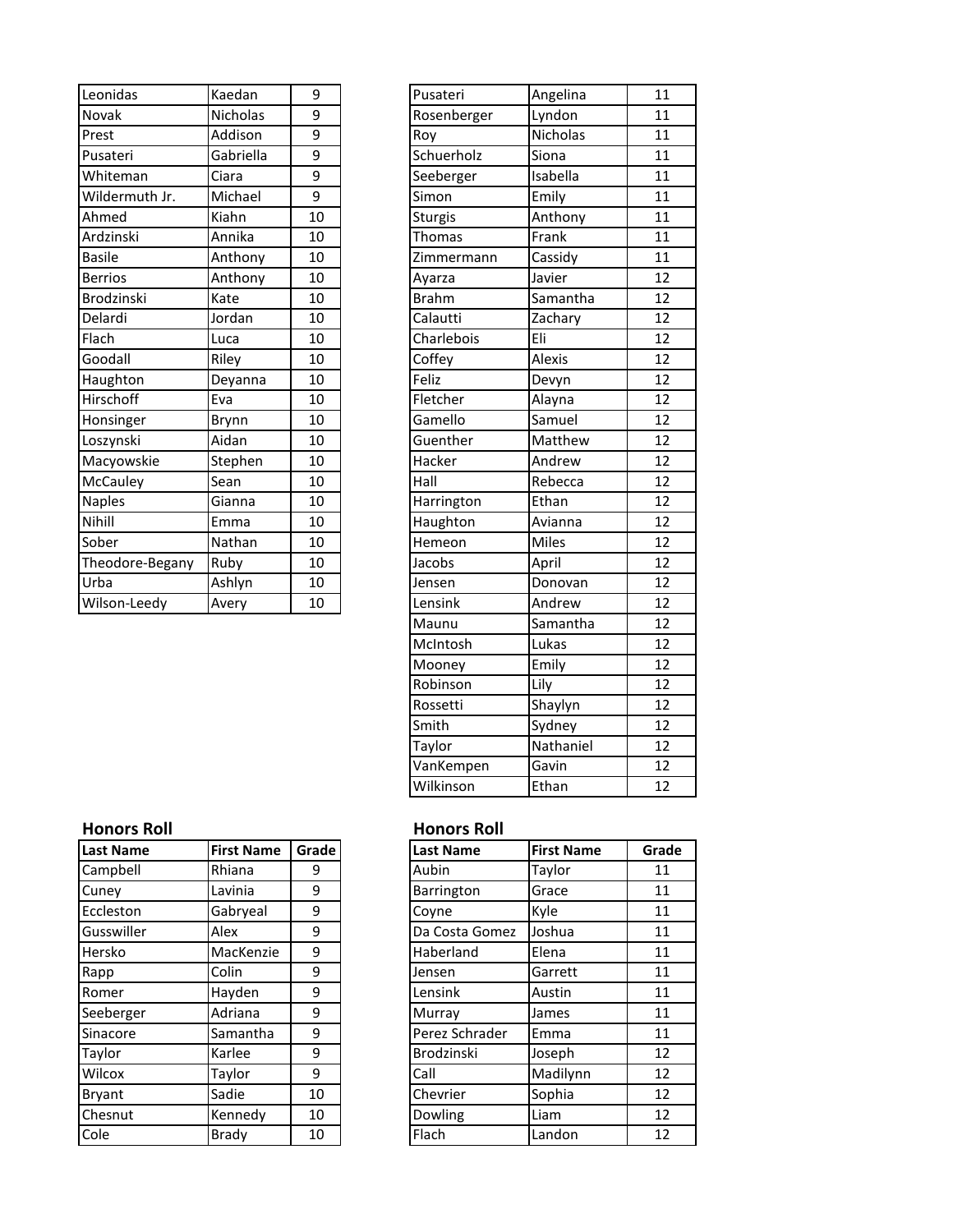| | | |
|---|---|---|
| Leonidas | Kaedan | 9 |
| Novak | Nicholas | 9 |
| Prest | Addison | 9 |
| Pusateri | Gabriella | 9 |
| Whiteman | Ciara | 9 |
| Wildermuth Jr. | Michael | 9 |
| Ahmed | Kiahn | 10 |
| Ardzinski | Annika | 10 |
| Basile | Anthony | 10 |
| Berrios | Anthony | 10 |
| Brodzinski | Kate | 10 |
| Delardi | Jordan | 10 |
| Flach | Luca | 10 |
| Goodall | Riley | 10 |
| Haughton | Deyanna | 10 |
| Hirschoff | Eva | 10 |
| Honsinger | Brynn | 10 |
| Loszynski | Aidan | 10 |
| Macyowskie | Stephen | 10 |
| McCauley | Sean | 10 |
| Naples | Gianna | 10 |
| Nihill | Emma | 10 |
| Sober | Nathan | 10 |
| Theodore-Begany | Ruby | 10 |
| Urba | Ashlyn | 10 |
| Wilson-Leedy | Avery | 10 |

| | | |
|---|---|---|
| Pusateri | Angelina | 11 |
| Rosenberger | Lyndon | 11 |
| Roy | Nicholas | 11 |
| Schuerholz | Siona | 11 |
| Seeberger | Isabella | 11 |
| Simon | Emily | 11 |
| Sturgis | Anthony | 11 |
| Thomas | Frank | 11 |
| Zimmermann | Cassidy | 11 |
| Ayarza | Javier | 12 |
| Brahm | Samantha | 12 |
| Calautti | Zachary | 12 |
| Charlebois | Eli | 12 |
| Coffey | Alexis | 12 |
| Feliz | Devyn | 12 |
| Fletcher | Alayna | 12 |
| Gamello | Samuel | 12 |
| Guenther | Matthew | 12 |
| Hacker | Andrew | 12 |
| Hall | Rebecca | 12 |
| Harrington | Ethan | 12 |
| Haughton | Avianna | 12 |
| Hemeon | Miles | 12 |
| Jacobs | April | 12 |
| Jensen | Donovan | 12 |
| Lensink | Andrew | 12 |
| Maunu | Samantha | 12 |
| McIntosh | Lukas | 12 |
| Mooney | Emily | 12 |
| Robinson | Lily | 12 |
| Rossetti | Shaylyn | 12 |
| Smith | Sydney | 12 |
| Taylor | Nathaniel | 12 |
| VanKempen | Gavin | 12 |
| Wilkinson | Ethan | 12 |

**Honors Roll**

| Last Name | First Name | Grade |
|---|---|---|
| Campbell | Rhiana | 9 |
| Cuney | Lavinia | 9 |
| Eccleston | Gabryeal | 9 |
| Gusswiller | Alex | 9 |
| Hersko | MacKenzie | 9 |
| Rapp | Colin | 9 |
| Romer | Hayden | 9 |
| Seeberger | Adriana | 9 |
| Sinacore | Samantha | 9 |
| Taylor | Karlee | 9 |
| Wilcox | Taylor | 9 |
| Bryant | Sadie | 10 |
| Chesnut | Kennedy | 10 |
| Cole | Brady | 10 |

**Honors Roll**

| Last Name | First Name | Grade |
|---|---|---|
| Aubin | Taylor | 11 |
| Barrington | Grace | 11 |
| Coyne | Kyle | 11 |
| Da Costa Gomez | Joshua | 11 |
| Haberland | Elena | 11 |
| Jensen | Garrett | 11 |
| Lensink | Austin | 11 |
| Murray | James | 11 |
| Perez Schrader | Emma | 11 |
| Brodzinski | Joseph | 12 |
| Call | Madilynn | 12 |
| Chevrier | Sophia | 12 |
| Dowling | Liam | 12 |
| Flach | Landon | 12 |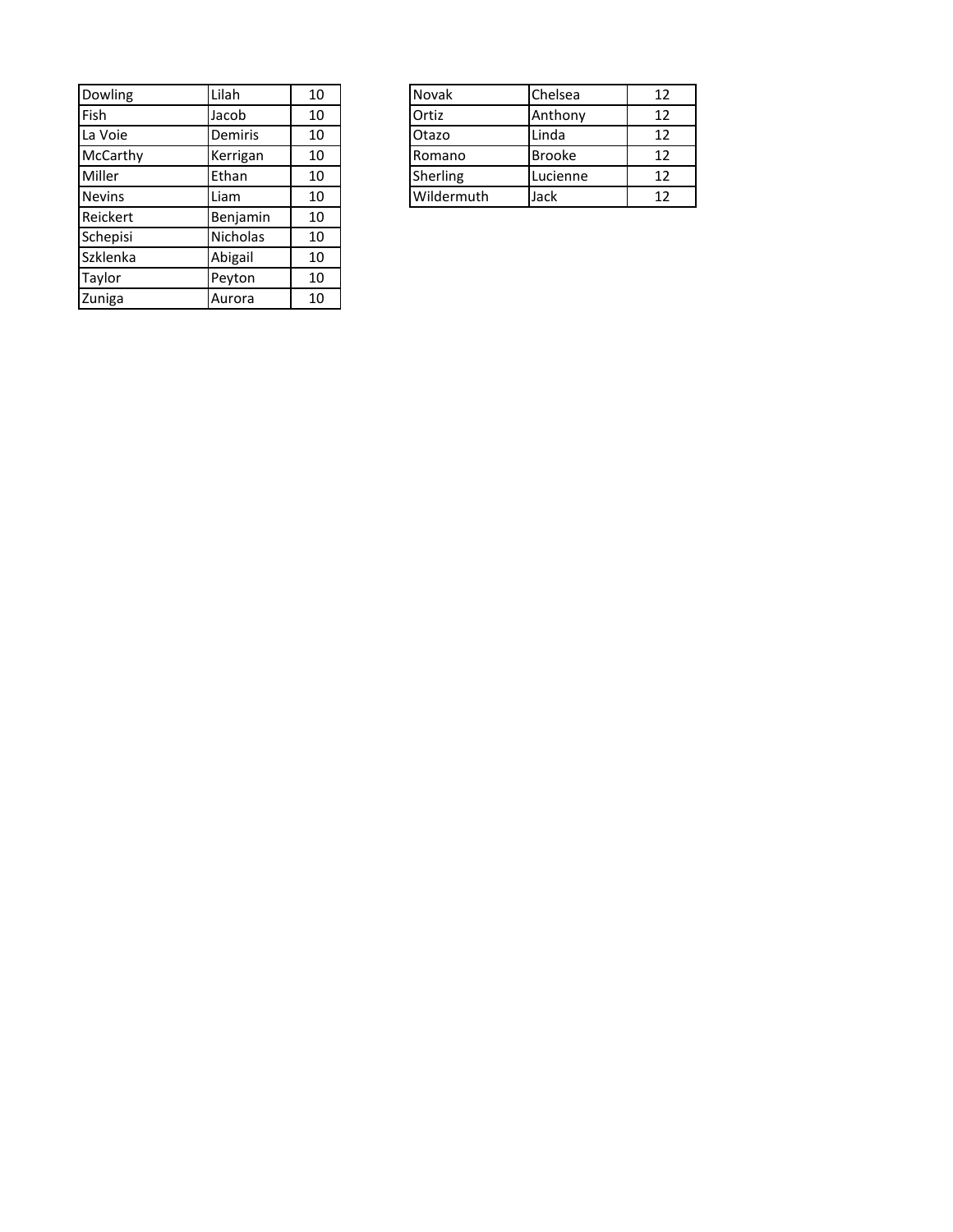| | | |
|---|---|---|
| Dowling | Lilah | 10 |
| Fish | Jacob | 10 |
| La Voie | Demiris | 10 |
| McCarthy | Kerrigan | 10 |
| Miller | Ethan | 10 |
| Nevins | Liam | 10 |
| Reickert | Benjamin | 10 |
| Schepisi | Nicholas | 10 |
| Szklenka | Abigail | 10 |
| Taylor | Peyton | 10 |
| Zuniga | Aurora | 10 |

| | | |
|---|---|---|
| Novak | Chelsea | 12 |
| Ortiz | Anthony | 12 |
| Otazo | Linda | 12 |
| Romano | Brooke | 12 |
| Sherling | Lucienne | 12 |
| Wildermuth | Jack | 12 |